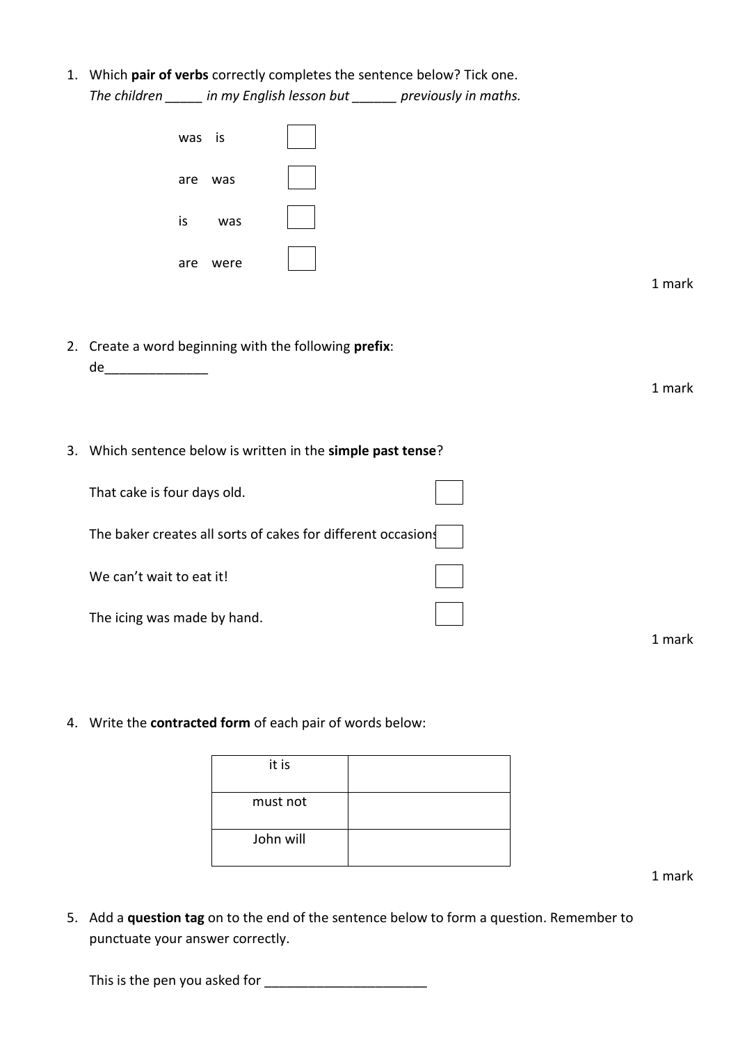1. Which **pair of verbs** correctly completes the sentence below? Tick one.
   *The children _____ in my English lesson but ______ previously in maths.*

   was is ☐

   are was ☐

   is was ☐

   are were ☐

   1 mark

2. Create a word beginning with the following **prefix**:
   de______________

   1 mark

3. Which sentence below is written in the **simple past tense**?

   That cake is four days old. ☐

   The baker creates all sorts of cakes for different occasions ☐

   We can't wait to eat it! ☐

   The icing was made by hand. ☐

   1 mark

4. Write the **contracted form** of each pair of words below:

| | |
|---|---|
| it is | |
| must not | |
| John will | |

   1 mark

5. Add a **question tag** on to the end of the sentence below to form a question. Remember to punctuate your answer correctly.

   This is the pen you asked for _______________________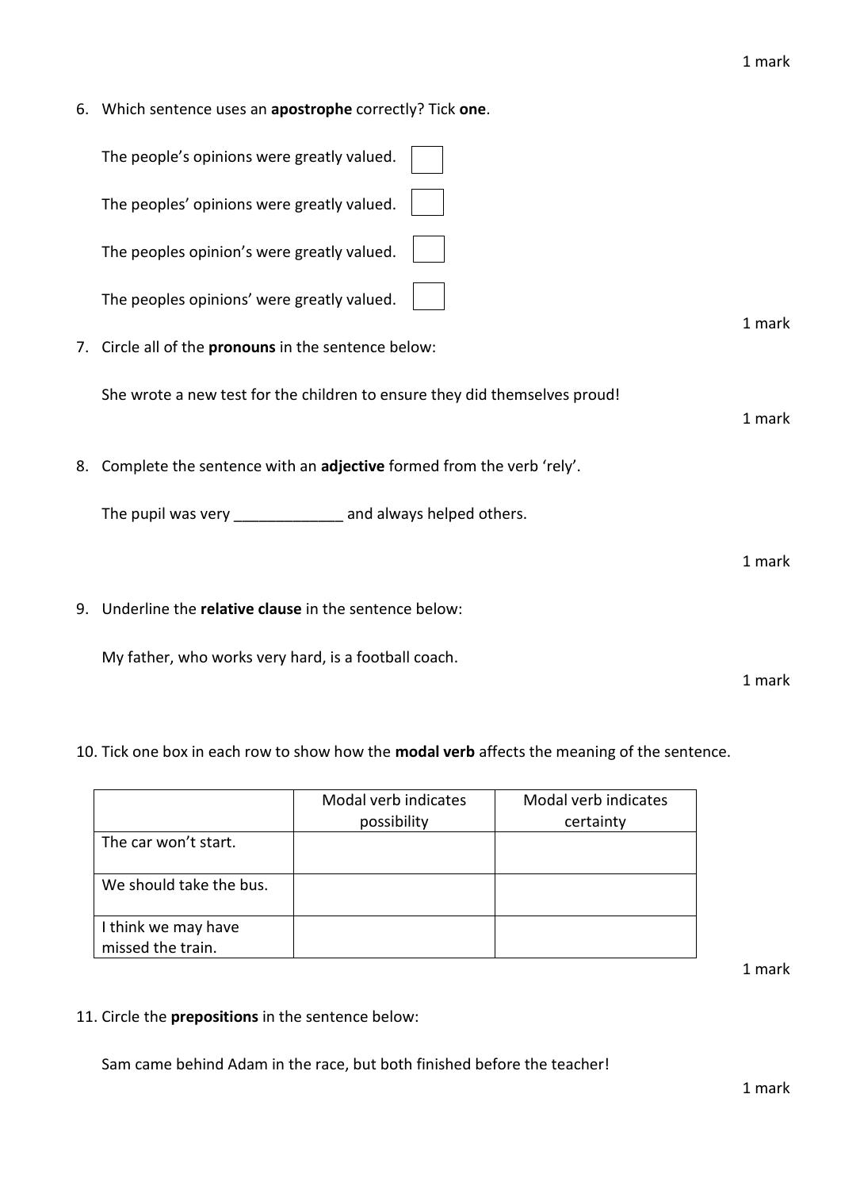1 mark

6. Which sentence uses an **apostrophe** correctly? Tick **one**.

   The people's opinions were greatly valued. ☐

   The peoples' opinions were greatly valued. ☐

   The peoples opinion's were greatly valued. ☐

   The peoples opinions' were greatly valued. ☐

1 mark

7. Circle all of the **pronouns** in the sentence below:

   She wrote a new test for the children to ensure they did themselves proud!

1 mark

8. Complete the sentence with an **adjective** formed from the verb 'rely'.

   The pupil was very _____________ and always helped others.

1 mark

9. Underline the **relative clause** in the sentence below:

   My father, who works very hard, is a football coach.

1 mark

10. Tick one box in each row to show how the **modal verb** affects the meaning of the sentence.

| | Modal verb indicates possibility | Modal verb indicates certainty |
|---|---|---|
| The car won't start. | | |
| We should take the bus. | | |
| I think we may have missed the train. | | |

1 mark

11. Circle the **prepositions** in the sentence below:

    Sam came behind Adam in the race, but both finished before the teacher!

1 mark